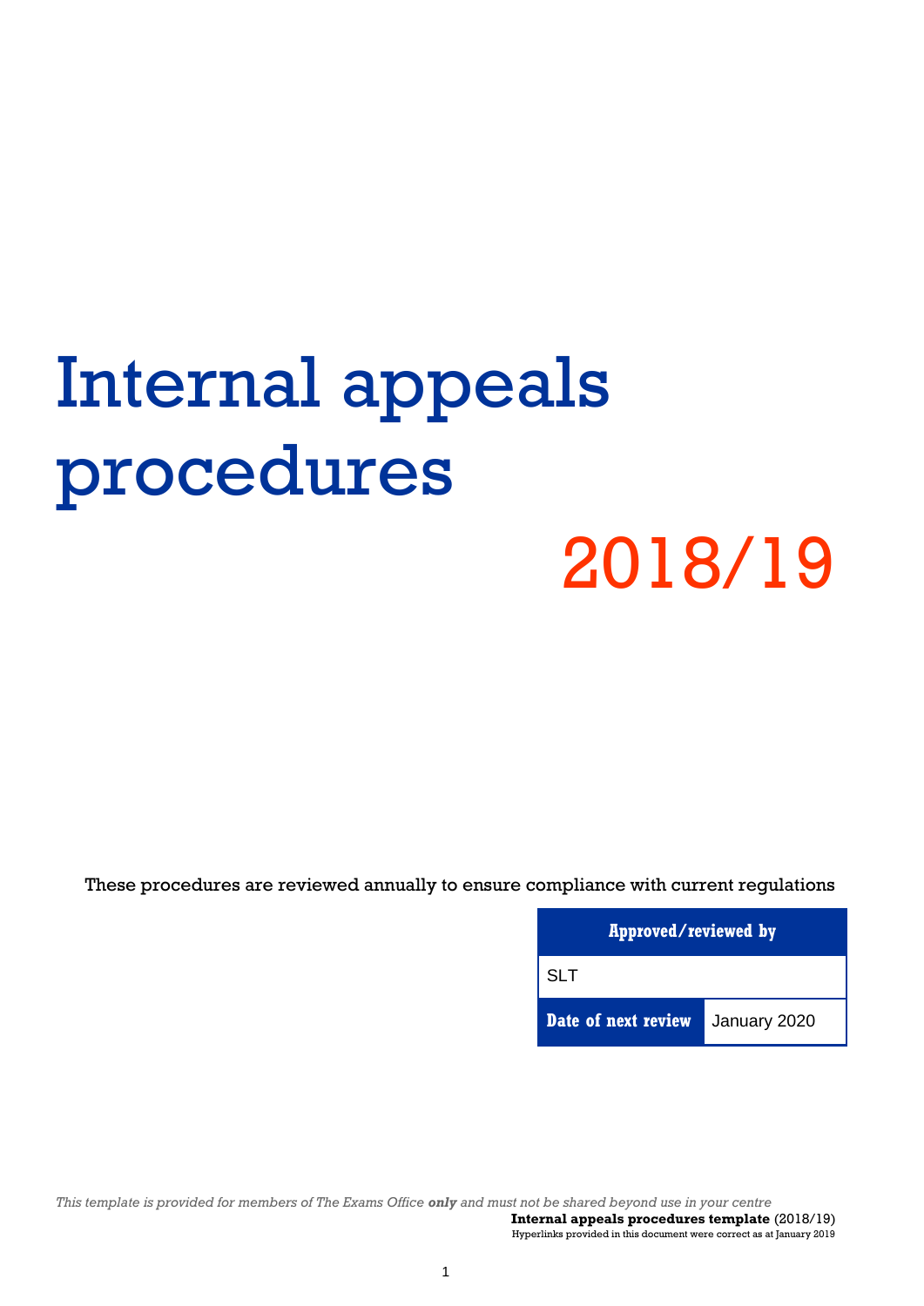# Internal appeals procedures

# 2018/19

These procedures are reviewed annually to ensure compliance with current regulations

| Approved/reviewed by | |
|---|---|
| SLT | |
| **Date of next review** | January 2020 |

*This template is provided for members of The Exams Office **only** and must not be shared beyond use in your centre*

**Internal appeals procedures template** (2018/19)

Hyperlinks provided in this document were correct as at January 2019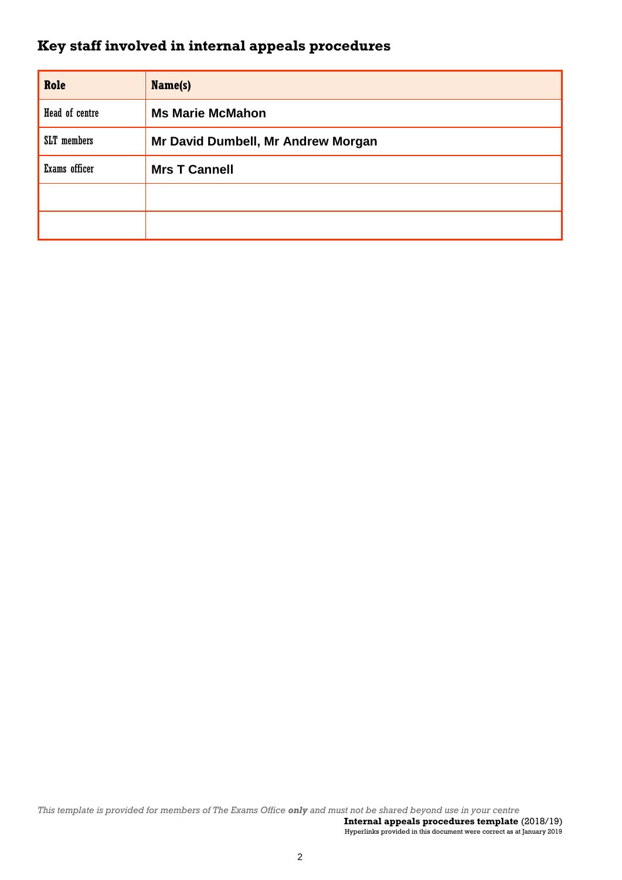## Key staff involved in internal appeals procedures

| Role | Name(s) |
|---|---|
| Head of centre | **Ms Marie McMahon** |
| SLT members | **Mr David Dumbell, Mr Andrew Morgan** |
| Exams officer | **Mrs T Cannell** |
| | |
| | |

*This template is provided for members of The Exams Office **only** and must not be shared beyond use in your centre*

**Internal appeals procedures template** (2018/19)
Hyperlinks provided in this document were correct as at January 2019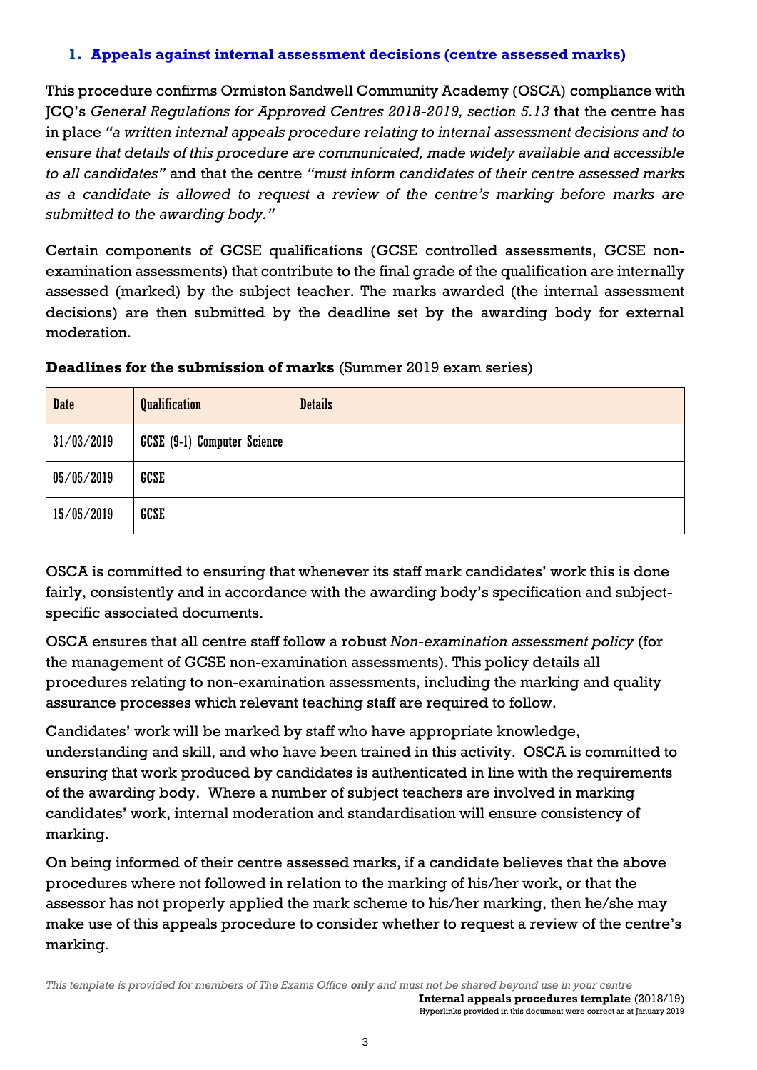## 1. Appeals against internal assessment decisions (centre assessed marks)

This procedure confirms Ormiston Sandwell Community Academy (OSCA) compliance with JCQ's *General Regulations for Approved Centres 2018-2019, section 5.13* that the centre has in place *"a written internal appeals procedure relating to internal assessment decisions and to ensure that details of this procedure are communicated, made widely available and accessible to all candidates"* and that the centre *"must inform candidates of their centre assessed marks as a candidate is allowed to request a review of the centre's marking before marks are submitted to the awarding body."*

Certain components of GCSE qualifications (GCSE controlled assessments, GCSE non-examination assessments) that contribute to the final grade of the qualification are internally assessed (marked) by the subject teacher. The marks awarded (the internal assessment decisions) are then submitted by the deadline set by the awarding body for external moderation.

**Deadlines for the submission of marks** (Summer 2019 exam series)

| Date | Qualification | Details |
|---|---|---|
| 31/03/2019 | GCSE (9-1) Computer Science | |
| 05/05/2019 | GCSE | |
| 15/05/2019 | GCSE | |

OSCA is committed to ensuring that whenever its staff mark candidates' work this is done fairly, consistently and in accordance with the awarding body's specification and subject-specific associated documents.

OSCA ensures that all centre staff follow a robust *Non-examination assessment policy* (for the management of GCSE non-examination assessments). This policy details all procedures relating to non-examination assessments, including the marking and quality assurance processes which relevant teaching staff are required to follow.

Candidates' work will be marked by staff who have appropriate knowledge, understanding and skill, and who have been trained in this activity. OSCA is committed to ensuring that work produced by candidates is authenticated in line with the requirements of the awarding body. Where a number of subject teachers are involved in marking candidates' work, internal moderation and standardisation will ensure consistency of marking.

On being informed of their centre assessed marks, if a candidate believes that the above procedures where not followed in relation to the marking of his/her work, or that the assessor has not properly applied the mark scheme to his/her marking, then he/she may make use of this appeals procedure to consider whether to request a review of the centre's marking.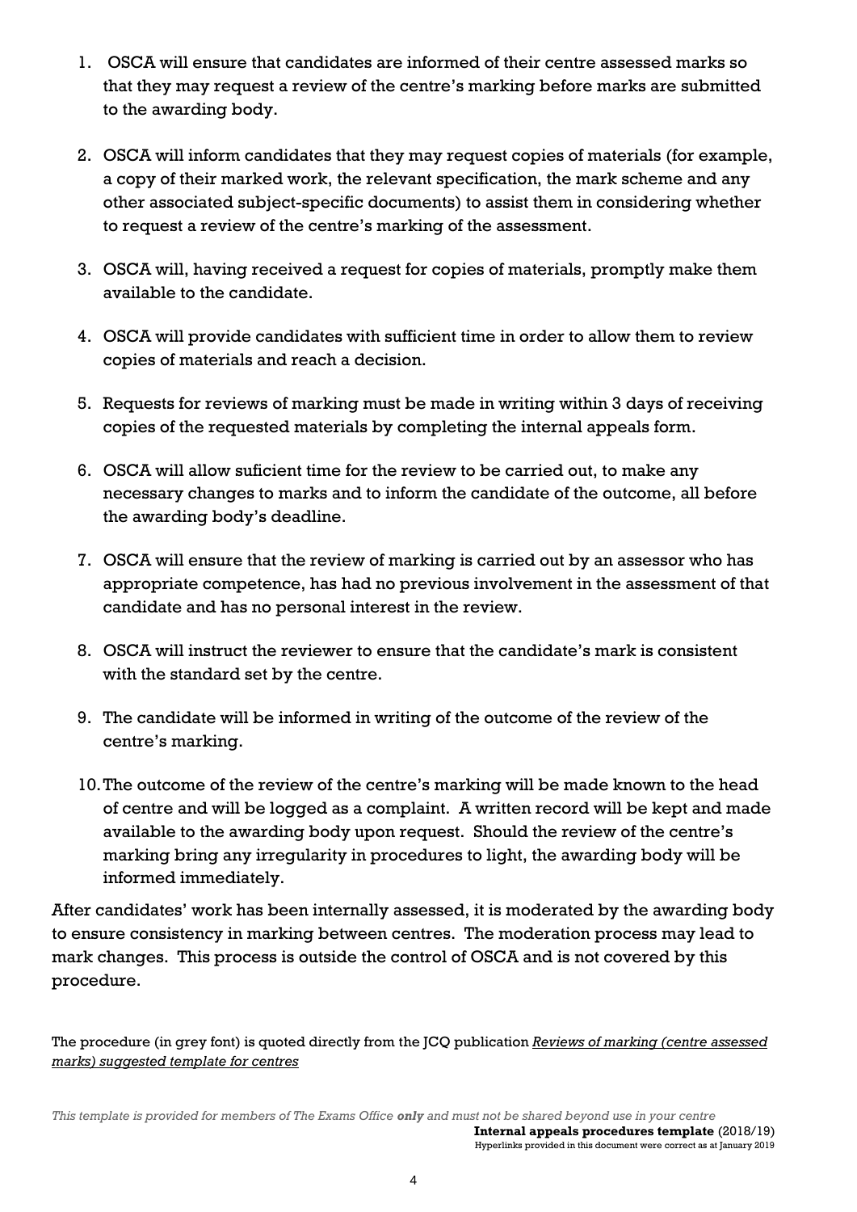1. OSCA will ensure that candidates are informed of their centre assessed marks so that they may request a review of the centre's marking before marks are submitted to the awarding body.

2. OSCA will inform candidates that they may request copies of materials (for example, a copy of their marked work, the relevant specification, the mark scheme and any other associated subject-specific documents) to assist them in considering whether to request a review of the centre's marking of the assessment.

3. OSCA will, having received a request for copies of materials, promptly make them available to the candidate.

4. OSCA will provide candidates with sufficient time in order to allow them to review copies of materials and reach a decision.

5. Requests for reviews of marking must be made in writing within 3 days of receiving copies of the requested materials by completing the internal appeals form.

6. OSCA will allow suficient time for the review to be carried out, to make any necessary changes to marks and to inform the candidate of the outcome, all before the awarding body's deadline.

7. OSCA will ensure that the review of marking is carried out by an assessor who has appropriate competence, has had no previous involvement in the assessment of that candidate and has no personal interest in the review.

8. OSCA will instruct the reviewer to ensure that the candidate's mark is consistent with the standard set by the centre.

9. The candidate will be informed in writing of the outcome of the review of the centre's marking.

10. The outcome of the review of the centre's marking will be made known to the head of centre and will be logged as a complaint. A written record will be kept and made available to the awarding body upon request. Should the review of the centre's marking bring any irregularity in procedures to light, the awarding body will be informed immediately.

After candidates' work has been internally assessed, it is moderated by the awarding body to ensure consistency in marking between centres. The moderation process may lead to mark changes. This process is outside the control of OSCA and is not covered by this procedure.

The procedure (in grey font) is quoted directly from the JCQ publication *Reviews of marking (centre assessed marks) suggested template for centres*

*This template is provided for members of The Exams Office **only** and must not be shared beyond use in your centre*

**Internal appeals procedures template** (2018/19)
Hyperlinks provided in this document were correct as at January 2019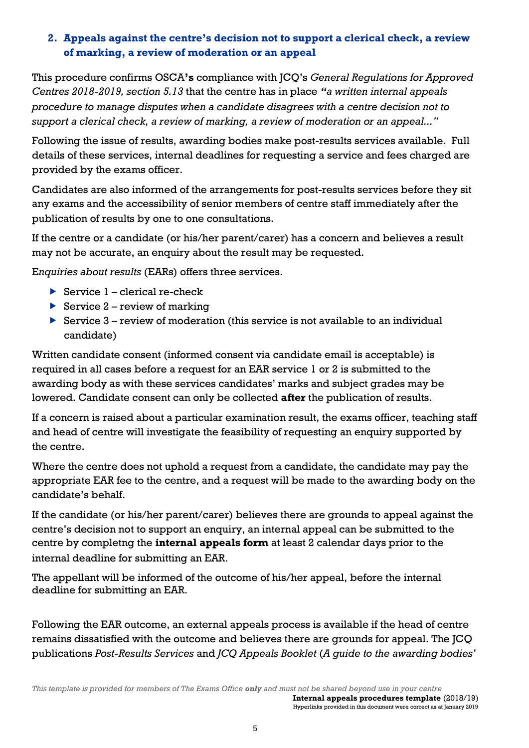## 2. Appeals against the centre's decision not to support a clerical check, a review of marking, a review of moderation or an appeal

This procedure confirms OSCA**'s** compliance with JCQ's *General Regulations for Approved Centres 2018-2019, section 5.13* that the centre has in place ***"****a written internal appeals procedure to manage disputes when a candidate disagrees with a centre decision not to support a clerical check, a review of marking, a review of moderation or an appeal..."*

Following the issue of results, awarding bodies make post-results services available. Full details of these services, internal deadlines for requesting a service and fees charged are provided by the exams officer.

Candidates are also informed of the arrangements for post-results services before they sit any exams and the accessibility of senior members of centre staff immediately after the publication of results by one to one consultations.

If the centre or a candidate (or his/her parent/carer) has a concern and believes a result may not be accurate, an enquiry about the result may be requested.

E*nquiries about results* (EARs) offers three services.

- Service 1 – clerical re-check
- Service 2 – review of marking
- Service 3 – review of moderation (this service is not available to an individual candidate)

Written candidate consent (informed consent via candidate email is acceptable) is required in all cases before a request for an EAR service 1 or 2 is submitted to the awarding body as with these services candidates' marks and subject grades may be lowered. Candidate consent can only be collected **after** the publication of results.

If a concern is raised about a particular examination result, the exams officer, teaching staff and head of centre will investigate the feasibility of requesting an enquiry supported by the centre.

Where the centre does not uphold a request from a candidate, the candidate may pay the appropriate EAR fee to the centre, and a request will be made to the awarding body on the candidate's behalf.

If the candidate (or his/her parent/carer) believes there are grounds to appeal against the centre's decision not to support an enquiry, an internal appeal can be submitted to the centre by completng the **internal appeals form** at least 2 calendar days prior to the internal deadline for submitting an EAR.

The appellant will be informed of the outcome of his/her appeal, before the internal deadline for submitting an EAR.

Following the EAR outcome, an external appeals process is available if the head of centre remains dissatisfied with the outcome and believes there are grounds for appeal. The JCQ publications *Post-Results Services* and *JCQ Appeals Booklet* (*A guide to the awarding bodies'*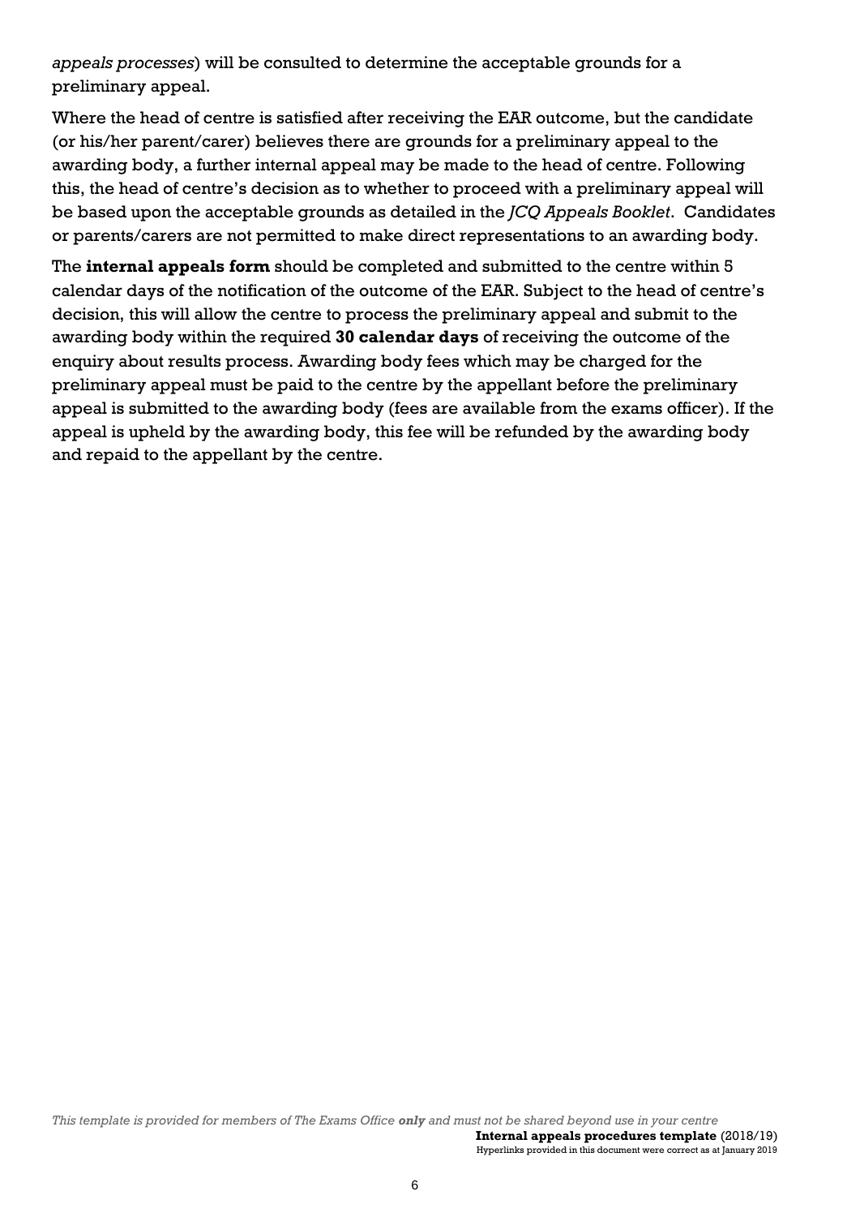*appeals processes*) will be consulted to determine the acceptable grounds for a preliminary appeal.

Where the head of centre is satisfied after receiving the EAR outcome, but the candidate (or his/her parent/carer) believes there are grounds for a preliminary appeal to the awarding body, a further internal appeal may be made to the head of centre. Following this, the head of centre's decision as to whether to proceed with a preliminary appeal will be based upon the acceptable grounds as detailed in the *JCQ Appeals Booklet*. Candidates or parents/carers are not permitted to make direct representations to an awarding body.

The **internal appeals form** should be completed and submitted to the centre within 5 calendar days of the notification of the outcome of the EAR. Subject to the head of centre's decision, this will allow the centre to process the preliminary appeal and submit to the awarding body within the required **30 calendar days** of receiving the outcome of the enquiry about results process. Awarding body fees which may be charged for the preliminary appeal must be paid to the centre by the appellant before the preliminary appeal is submitted to the awarding body (fees are available from the exams officer). If the appeal is upheld by the awarding body, this fee will be refunded by the awarding body and repaid to the appellant by the centre.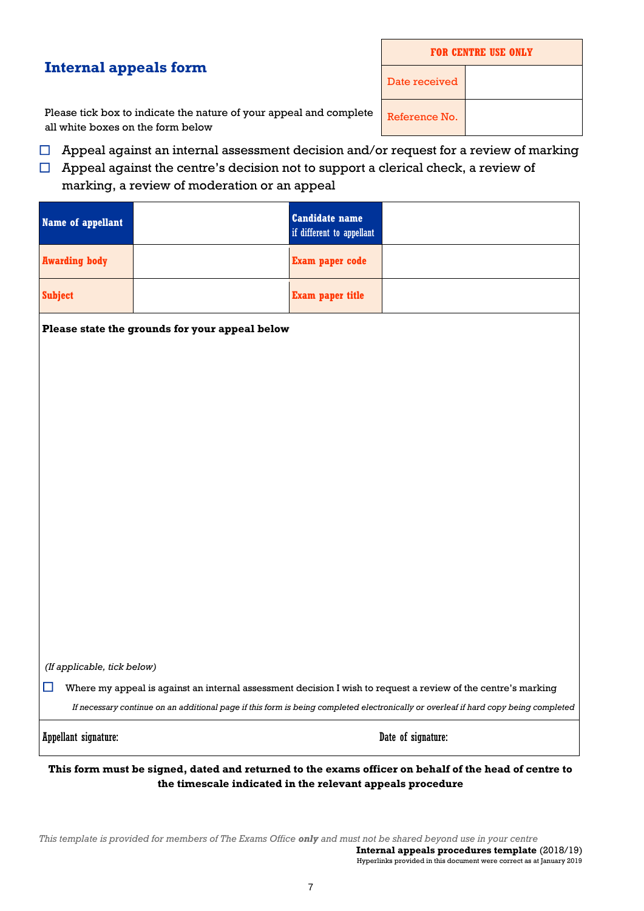## Internal appeals form

| FOR CENTRE USE ONLY | |
|---|---|
| Date received | |
| Reference No. | |

Please tick box to indicate the nature of your appeal and complete all white boxes on the form below

- ☐ Appeal against an internal assessment decision and/or request for a review of marking
- ☐ Appeal against the centre's decision not to support a clerical check, a review of marking, a review of moderation or an appeal

| **Name of appellant** | | **Candidate name** if different to appellant | |
|---|---|---|---|
| **Awarding body** | | **Exam paper code** | |
| **Subject** | | **Exam paper title** | |

**Please state the grounds for your appeal below**

*(If applicable, tick below)*

☐ Where my appeal is against an internal assessment decision I wish to request a review of the centre's marking

*If necessary continue on an additional page if this form is being completed electronically or overleaf if hard copy being completed*

| Appellant signature: | Date of signature: |
|---|---|
| | |

**This form must be signed, dated and returned to the exams officer on behalf of the head of centre to the timescale indicated in the relevant appeals procedure**

*This template is provided for members of The Exams Office **only** and must not be shared beyond use in your centre*

**Internal appeals procedures template** (2018/19)
Hyperlinks provided in this document were correct as at January 2019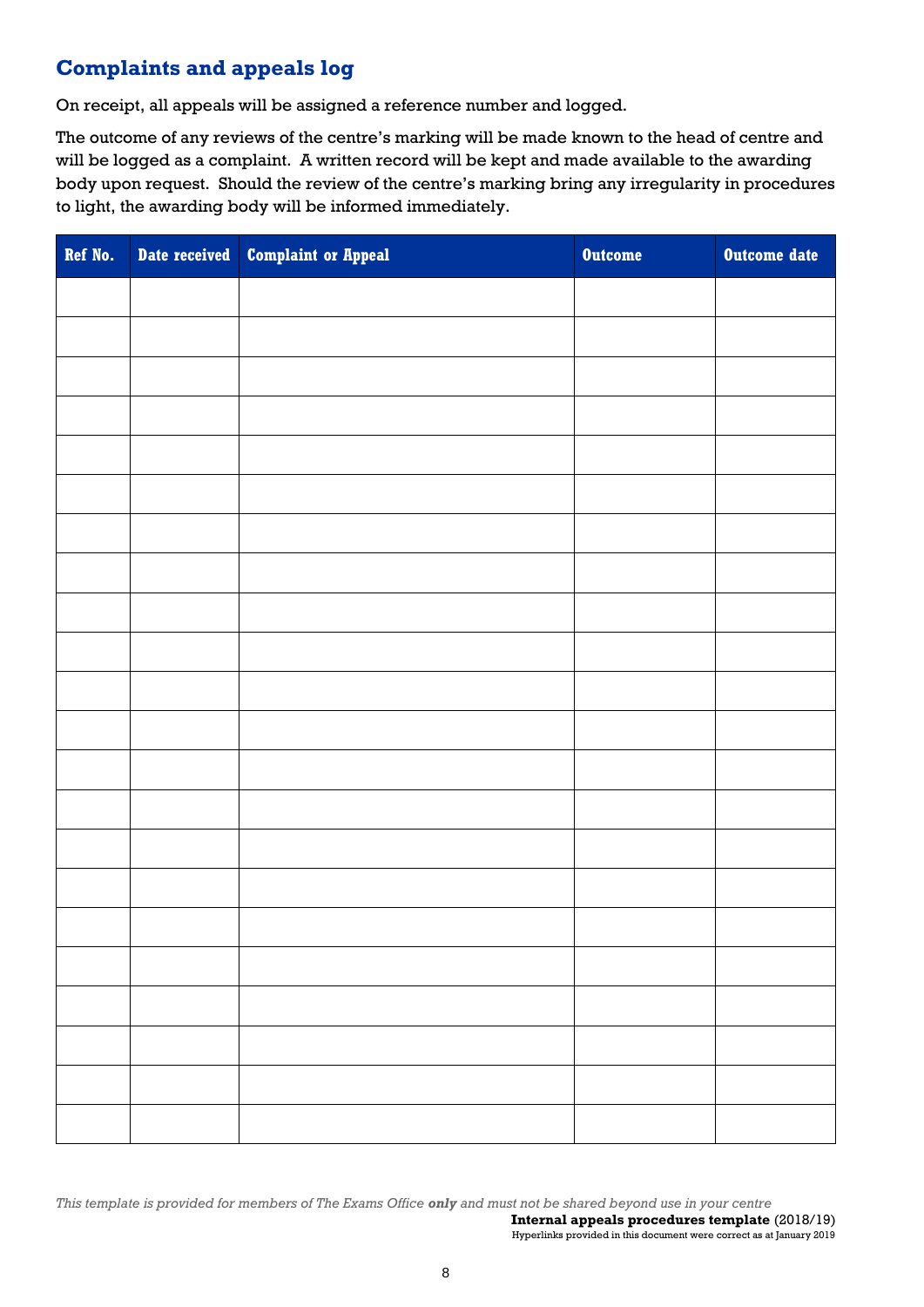## Complaints and appeals log

On receipt, all appeals will be assigned a reference number and logged.

The outcome of any reviews of the centre's marking will be made known to the head of centre and will be logged as a complaint. A written record will be kept and made available to the awarding body upon request. Should the review of the centre's marking bring any irregularity in procedures to light, the awarding body will be informed immediately.

| Ref No. | Date received | Complaint or Appeal | Outcome | Outcome date |
|---|---|---|---|---|
| | | | | |
| | | | | |
| | | | | |
| | | | | |
| | | | | |
| | | | | |
| | | | | |
| | | | | |
| | | | | |
| | | | | |
| | | | | |
| | | | | |
| | | | | |
| | | | | |
| | | | | |
| | | | | |
| | | | | |
| | | | | |
| | | | | |
| | | | | |
| | | | | |
| | | | | |
| | | | | |

*This template is provided for members of The Exams Office **only** and must not be shared beyond use in your centre*

**Internal appeals procedures template** (2018/19)
Hyperlinks provided in this document were correct as at January 2019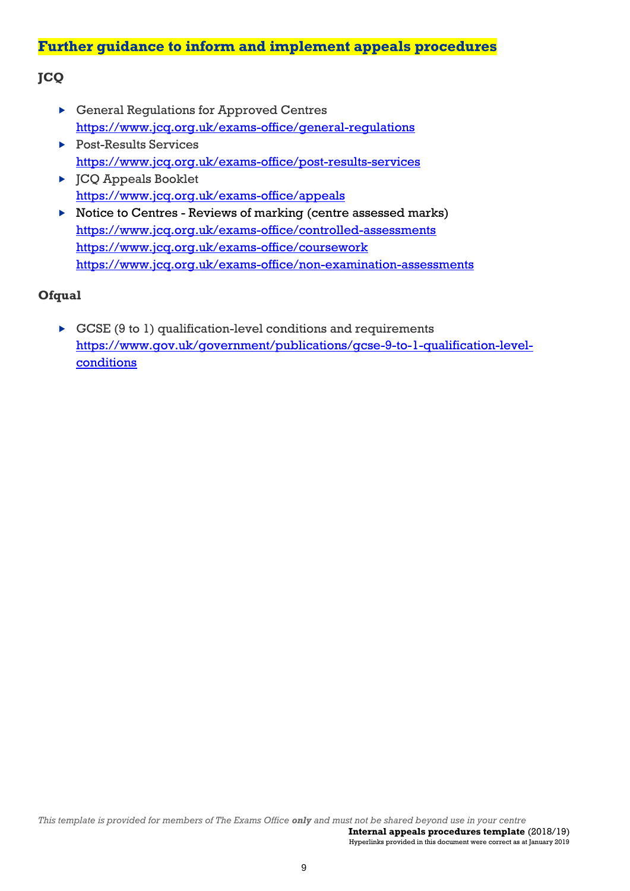## Further guidance to inform and implement appeals procedures

### JCQ

- General Regulations for Approved Centres
  https://www.jcq.org.uk/exams-office/general-regulations
- Post-Results Services
  https://www.jcq.org.uk/exams-office/post-results-services
- JCQ Appeals Booklet
  https://www.jcq.org.uk/exams-office/appeals
- Notice to Centres - Reviews of marking (centre assessed marks)
  https://www.jcq.org.uk/exams-office/controlled-assessments
  https://www.jcq.org.uk/exams-office/coursework
  https://www.jcq.org.uk/exams-office/non-examination-assessments

### Ofqual

- GCSE (9 to 1) qualification-level conditions and requirements
  https://www.gov.uk/government/publications/gcse-9-to-1-qualification-level-conditions

*This template is provided for members of The Exams Office **only** and must not be shared beyond use in your centre*

**Internal appeals procedures template** (2018/19)
Hyperlinks provided in this document were correct as at January 2019